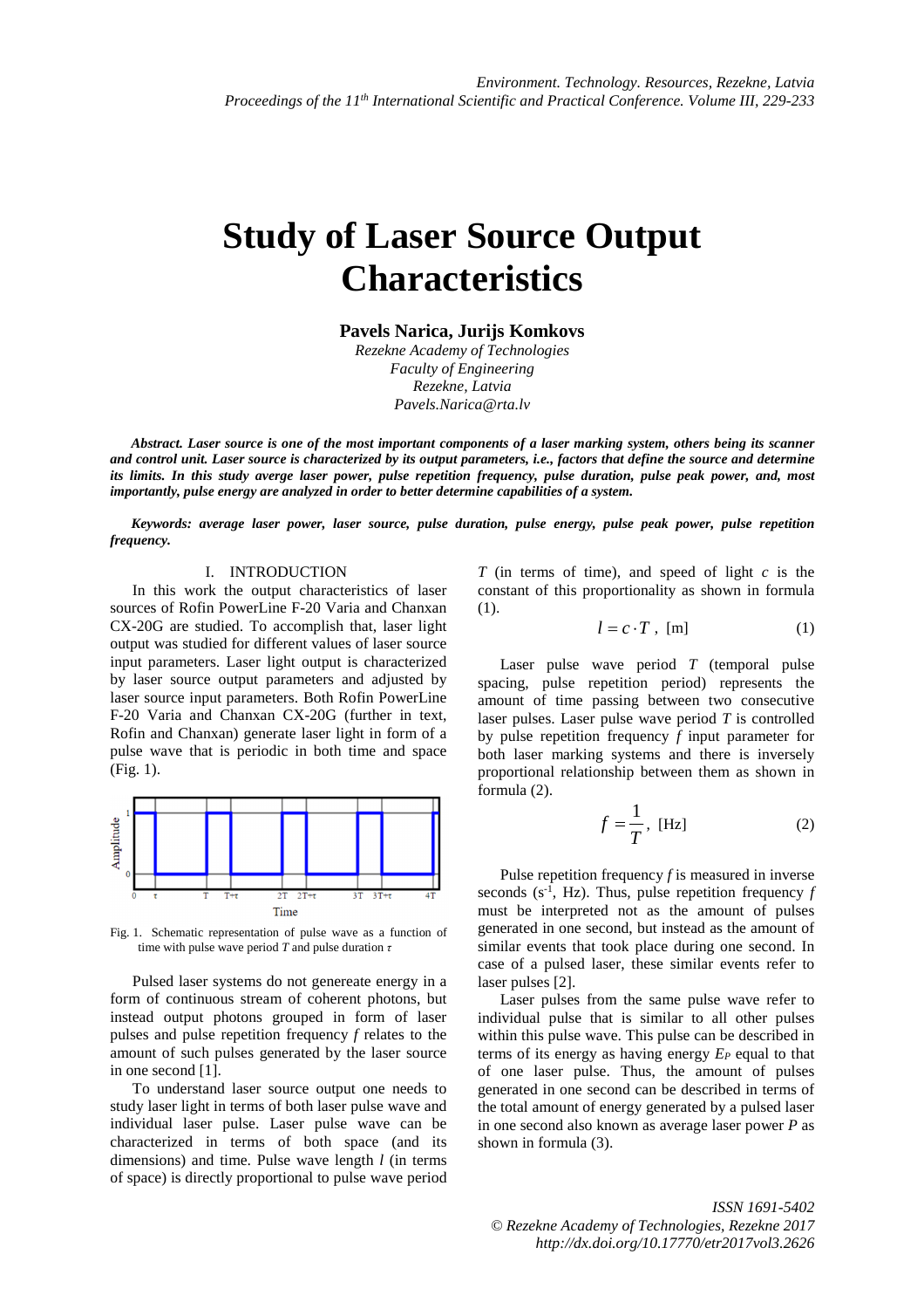# Study of Laser Source Output Characteristics

**Pavels Narica, Jurijs Komkovs**

*Rezekne Academy of Technologies*
*Faculty of Engineering*
*Rezekne, Latvia*
*Pavels.Narica@rta.lv*

***Abstract. Laser source is one of the most important components of a laser marking system, others being its scanner and control unit. Laser source is characterized by its output parameters, i.e., factors that define the source and determine its limits. In this study averge laser power, pulse repetition frequency, pulse duration, pulse peak power, and, most importantly, pulse energy are analyzed in order to better determine capabilities of a system.***

***Keywords: average laser power, laser source, pulse duration, pulse energy, pulse peak power, pulse repetition frequency.***

## I. INTRODUCTION

In this work the output characteristics of laser sources of Rofin PowerLine F-20 Varia and Chanxan CX-20G are studied. To accomplish that, laser light output was studied for different values of laser source input parameters. Laser light output is characterized by laser source output parameters and adjusted by laser source input parameters. Both Rofin PowerLine F-20 Varia and Chanxan CX-20G (further in text, Rofin and Chanxan) generate laser light in form of a pulse wave that is periodic in both time and space (Fig. 1).

Fig. 1. Schematic representation of pulse wave as a function of time with pulse wave period $T$ and pulse duration $\tau$

Pulsed laser systems do not genereate energy in a form of continuous stream of coherent photons, but instead output photons grouped in form of laser pulses and pulse repetition frequency $f$ relates to the amount of such pulses generated by the laser source in one second [1].

To understand laser source output one needs to study laser light in terms of both laser pulse wave and individual laser pulse. Laser pulse wave can be characterized in terms of both space (and its dimensions) and time. Pulse wave length $l$ (in terms of space) is directly proportional to pulse wave period $T$ (in terms of time), and speed of light $c$ is the constant of this proportionality as shown in formula (1).

$$l = c \cdot T, \text{ [m]} \tag{1}$$

Laser pulse wave period $T$ (temporal pulse spacing, pulse repetition period) represents the amount of time passing between two consecutive laser pulses. Laser pulse wave period $T$ is controlled by pulse repetition frequency $f$ input parameter for both laser marking systems and there is inversely proportional relationship between them as shown in formula (2).

$$f = \frac{1}{T}, \text{ [Hz]} \tag{2}$$

Pulse repetition frequency $f$ is measured in inverse seconds ($s^{-1}$, Hz). Thus, pulse repetition frequency $f$ must be interpreted not as the amount of pulses generated in one second, but instead as the amount of similar events that took place during one second. In case of a pulsed laser, these similar events refer to laser pulses [2].

Laser pulses from the same pulse wave refer to individual pulse that is similar to all other pulses within this pulse wave. This pulse can be described in terms of its energy as having energy $E_P$ equal to that of one laser pulse. Thus, the amount of pulses generated in one second can be described in terms of the total amount of energy generated by a pulsed laser in one second also known as average laser power $P$ as shown in formula (3).

ISSN 1691-5402
© Rezekne Academy of Technologies, Rezekne 2017
http://dx.doi.org/10.17770/etr2017vol3.2626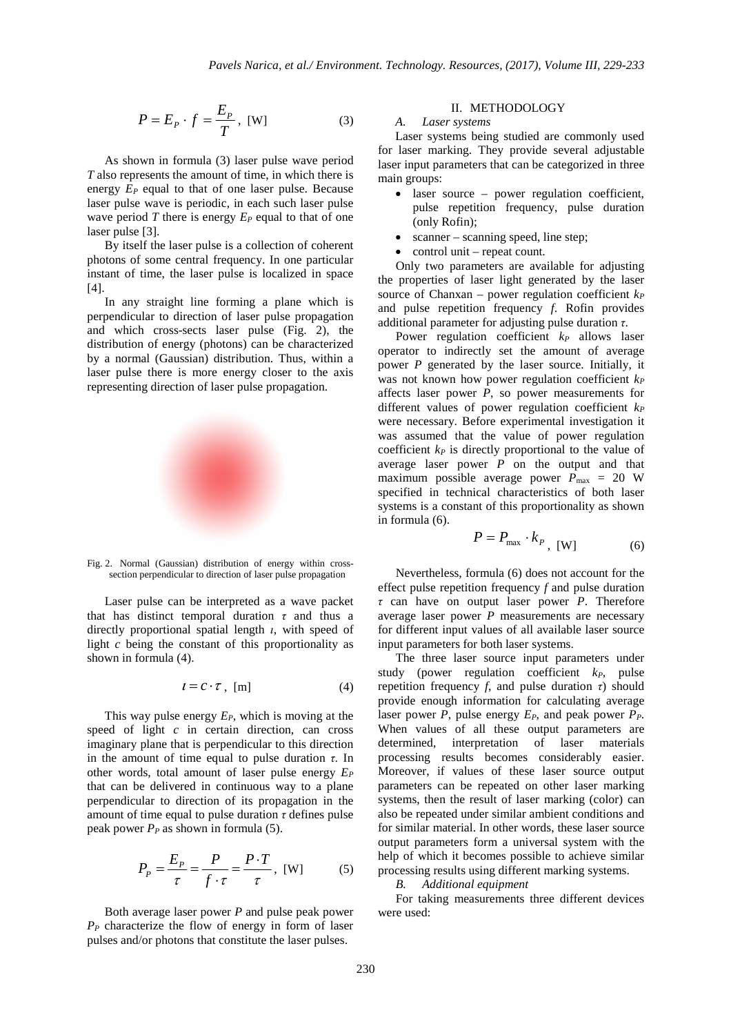$$P = E_P \cdot f = \frac{E_P}{T}, \text{ [W]} \tag{3}$$

As shown in formula (3) laser pulse wave period $T$ also represents the amount of time, in which there is energy $E_P$ equal to that of one laser pulse. Because laser pulse wave is periodic, in each such laser pulse wave period $T$ there is energy $E_P$ equal to that of one laser pulse [3].

By itself the laser pulse is a collection of coherent photons of some central frequency. In one particular instant of time, the laser pulse is localized in space [4].

In any straight line forming a plane which is perpendicular to direction of laser pulse propagation and which cross-sects laser pulse (Fig. 2), the distribution of energy (photons) can be characterized by a normal (Gaussian) distribution. Thus, within a laser pulse there is more energy closer to the axis representing direction of laser pulse propagation.

Fig. 2. Normal (Gaussian) distribution of energy within cross-section perpendicular to direction of laser pulse propagation

Laser pulse can be interpreted as a wave packet that has distinct temporal duration $\tau$ and thus a directly proportional spatial length $\iota$, with speed of light $c$ being the constant of this proportionality as shown in formula (4).

$$\iota = c \cdot \tau, \text{ [m]} \tag{4}$$

This way pulse energy $E_P$, which is moving at the speed of light $c$ in certain direction, can cross imaginary plane that is perpendicular to this direction in the amount of time equal to pulse duration $\tau$. In other words, total amount of laser pulse energy $E_P$ that can be delivered in continuous way to a plane perpendicular to direction of its propagation in the amount of time equal to pulse duration $\tau$ defines pulse peak power $P_P$ as shown in formula (5).

$$P_P = \frac{E_P}{\tau} = \frac{P}{f \cdot \tau} = \frac{P \cdot T}{\tau}, \text{ [W]} \tag{5}$$

Both average laser power $P$ and pulse peak power $P_P$ characterize the flow of energy in form of laser pulses and/or photons that constitute the laser pulses.

## II. METHODOLOGY

### A. Laser systems

Laser systems being studied are commonly used for laser marking. They provide several adjustable laser input parameters that can be categorized in three main groups:

- laser source – power regulation coefficient, pulse repetition frequency, pulse duration (only Rofin);
- scanner – scanning speed, line step;
- control unit – repeat count.

Only two parameters are available for adjusting the properties of laser light generated by the laser source of Chanxan – power regulation coefficient $k_P$ and pulse repetition frequency $f$. Rofin provides additional parameter for adjusting pulse duration $\tau$.

Power regulation coefficient $k_P$ allows laser operator to indirectly set the amount of average power $P$ generated by the laser source. Initially, it was not known how power regulation coefficient $k_P$ affects laser power $P$, so power measurements for different values of power regulation coefficient $k_P$ were necessary. Before experimental investigation it was assumed that the value of power regulation coefficient $k_P$ is directly proportional to the value of average laser power $P$ on the output and that maximum possible average power $P_{\max}$ = 20 W specified in technical characteristics of both laser systems is a constant of this proportionality as shown in formula (6).

$$P = P_{\max} \cdot k_P, \text{ [W]} \tag{6}$$

Nevertheless, formula (6) does not account for the effect pulse repetition frequency $f$ and pulse duration $\tau$ can have on output laser power $P$. Therefore average laser power $P$ measurements are necessary for different input values of all available laser source input parameters for both laser systems.

The three laser source input parameters under study (power regulation coefficient $k_P$, pulse repetition frequency $f$, and pulse duration $\tau$) should provide enough information for calculating average laser power $P$, pulse energy $E_P$, and peak power $P_P$. When values of all these output parameters are determined, interpretation of laser materials processing results becomes considerably easier. Moreover, if values of these laser source output parameters can be repeated on other laser marking systems, then the result of laser marking (color) can also be repeated under similar ambient conditions and for similar material. In other words, these laser source output parameters form a universal system with the help of which it becomes possible to achieve similar processing results using different marking systems.

### B. Additional equipment

For taking measurements three different devices were used: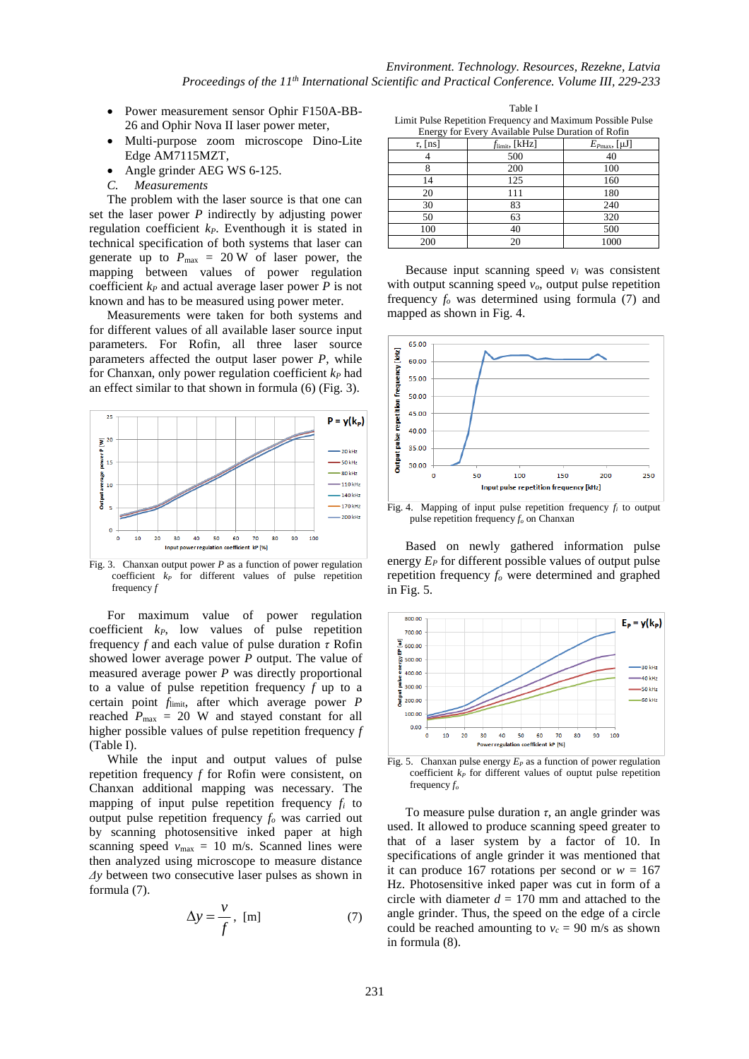- Power measurement sensor Ophir F150A-BB-26 and Ophir Nova II laser power meter,
- Multi-purpose zoom microscope Dino-Lite Edge AM7115MZT,
- Angle grinder AEG WS 6-125.

### C. *Measurements*

The problem with the laser source is that one can set the laser power $P$ indirectly by adjusting power regulation coefficient $k_P$. Eventhough it is stated in technical specification of both systems that laser can generate up to $P_{max}$ = 20 W of laser power, the mapping between values of power regulation coefficient $k_P$ and actual average laser power $P$ is not known and has to be measured using power meter.

Measurements were taken for both systems and for different values of all available laser source input parameters. For Rofin, all three laser source parameters affected the output laser power $P$, while for Chanxan, only power regulation coefficient $k_P$ had an effect similar to that shown in formula (6) (Fig. 3).

Fig. 3. Chanxan output power $P$ as a function of power regulation coefficient $k_P$ for different values of pulse repetition frequency $f$

For maximum value of power regulation coefficient $k_P$, low values of pulse repetition frequency $f$ and each value of pulse duration $\tau$ Rofin showed lower average power $P$ output. The value of measured average power $P$ was directly proportional to a value of pulse repetition frequency $f$ up to a certain point $f_{limit}$, after which average power $P$ reached $P_{max}$ = 20 W and stayed constant for all higher possible values of pulse repetition frequency $f$ (Table I).

While the input and output values of pulse repetition frequency $f$ for Rofin were consistent, on Chanxan additional mapping was necessary. The mapping of input pulse repetition frequency $f_i$ to output pulse repetition frequency $f_o$ was carried out by scanning photosensitive inked paper at high scanning speed $v_{max}$ = 10 m/s. Scanned lines were then analyzed using microscope to measure distance $\Delta y$ between two consecutive laser pulses as shown in formula (7).

$$\Delta y = \frac{v}{f}, \text{ [m]} \tag{7}$$

Table I
Limit Pulse Repetition Frequency and Maximum Possible Pulse Energy for Every Available Pulse Duration of Rofin

| $\tau$, [ns] | $f_{limit}$, [kHz] | $E_{Pmax}$, [μJ] |
|---|---|---|
| 4 | 500 | 40 |
| 8 | 200 | 100 |
| 14 | 125 | 160 |
| 20 | 111 | 180 |
| 30 | 83 | 240 |
| 50 | 63 | 320 |
| 100 | 40 | 500 |
| 200 | 20 | 1000 |

Because input scanning speed $v_i$ was consistent with output scanning speed $v_o$, output pulse repetition frequency $f_o$ was determined using formula (7) and mapped as shown in Fig. 4.

Fig. 4. Mapping of input pulse repetition frequency $f_i$ to output pulse repetition frequency $f_o$ on Chanxan

Based on newly gathered information pulse energy $E_P$ for different possible values of output pulse repetition frequency $f_o$ were determined and graphed in Fig. 5.

Fig. 5. Chanxan pulse energy $E_P$ as a function of power regulation coefficient $k_P$ for different values of ouptut pulse repetition frequency $f_o$

To measure pulse duration $\tau$, an angle grinder was used. It allowed to produce scanning speed greater to that of a laser system by a factor of 10. In specifications of angle grinder it was mentioned that it can produce 167 rotations per second or $w$ = 167 Hz. Photosensitive inked paper was cut in form of a circle with diameter $d$ = 170 mm and attached to the angle grinder. Thus, the speed on the edge of a circle could be reached amounting to $v_c$ = 90 m/s as shown in formula (8).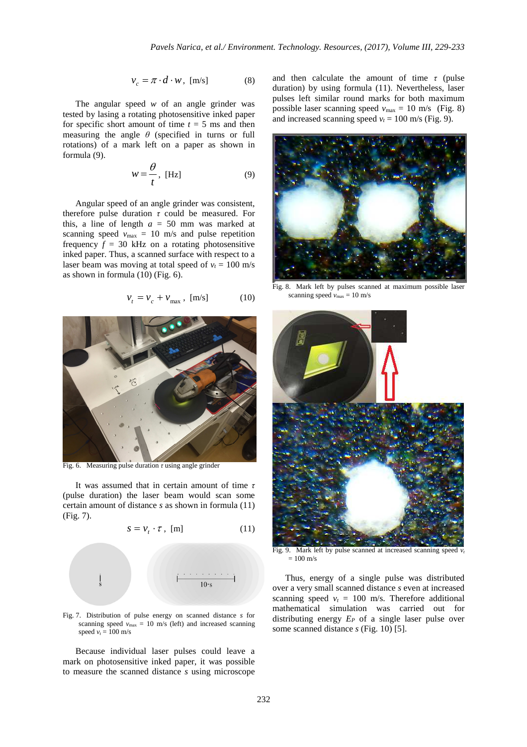$$v_c = \pi \cdot d \cdot w, \text{ [m/s]} \tag{8}$$

The angular speed $w$ of an angle grinder was tested by lasing a rotating photosensitive inked paper for specific short amount of time $t$ = 5 ms and then measuring the angle $\theta$ (specified in turns or full rotations) of a mark left on a paper as shown in formula (9).

$$w = \frac{\theta}{t}, \text{ [Hz]} \tag{9}$$

Angular speed of an angle grinder was consistent, therefore pulse duration $\tau$ could be measured. For this, a line of length $a$ = 50 mm was marked at scanning speed $v_{max}$ = 10 m/s and pulse repetition frequency $f$ = 30 kHz on a rotating photosensitive inked paper. Thus, a scanned surface with respect to a laser beam was moving at total speed of $v_t$ = 100 m/s as shown in formula (10) (Fig. 6).

$$v_t = v_c + v_{max}, \text{ [m/s]} \tag{10}$$

Fig. 6. Measuring pulse duration $\tau$ using angle grinder

It was assumed that in certain amount of time $\tau$ (pulse duration) the laser beam would scan some certain amount of distance $s$ as shown in formula (11) (Fig. 7).

$$s = v_t \cdot \tau, \text{ [m]} \tag{11}$$

Fig. 7. Distribution of pulse energy on scanned distance $s$ for scanning speed $v_{max}$ = 10 m/s (left) and increased scanning speed $v_t$ = 100 m/s

Because individual laser pulses could leave a mark on photosensitive inked paper, it was possible to measure the scanned distance $s$ using microscope and then calculate the amount of time $\tau$ (pulse duration) by using formula (11). Nevertheless, laser pulses left similar round marks for both maximum possible laser scanning speed $v_{max}$ = 10 m/s (Fig. 8) and increased scanning speed $v_t$ = 100 m/s (Fig. 9).

Fig. 8. Mark left by pulses scanned at maximum possible laser scanning speed $v_{max}$ = 10 m/s

Fig. 9. Mark left by pulse scanned at increased scanning speed $v_t$ = 100 m/s

Thus, energy of a single pulse was distributed over a very small scanned distance $s$ even at increased scanning speed $v_t$ = 100 m/s. Therefore additional mathematical simulation was carried out for distributing energy $E_P$ of a single laser pulse over some scanned distance $s$ (Fig. 10) [5].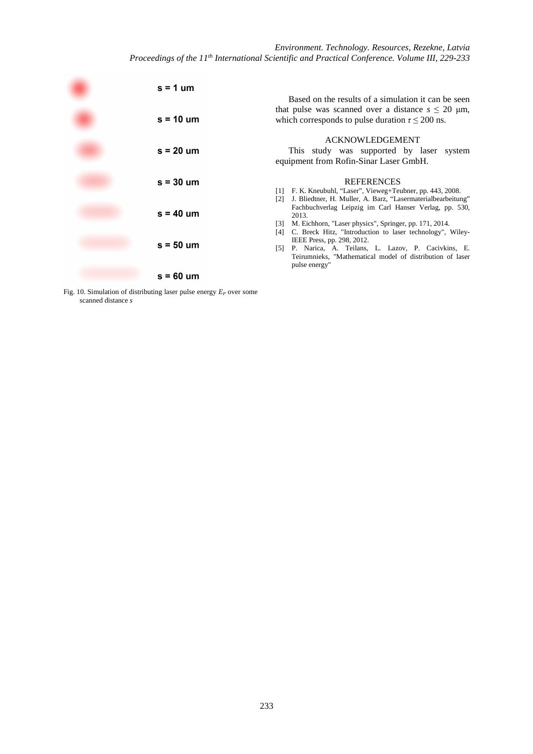s = 1 um

s = 10 um

s = 20 um

s = 30 um

s = 40 um

s = 50 um

s = 60 um

Fig. 10. Simulation of distributing laser pulse energy $E_P$ over some scanned distance $s$

Based on the results of a simulation it can be seen that pulse was scanned over a distance $s \leq 20$ μm, which corresponds to pulse duration $\tau \leq 200$ ns.

## ACKNOWLEDGEMENT

This study was supported by laser system equipment from Rofin-Sinar Laser GmbH.

## REFERENCES

[1] F. K. Kneubuhl, “Laser”, Vieweg+Teubner, pp. 443, 2008.

[2] J. Bliedtner, H. Muller, A. Barz, “Lasermaterialbearbeitung” Fachbuchverlag Leipzig im Carl Hanser Verlag, pp. 530, 2013.

[3] M. Eichhorn, "Laser physics", Springer, pp. 171, 2014.

[4] C. Breck Hitz, "Introduction to laser technology", Wiley-IEEE Press, pp. 298, 2012.

[5] P. Narica, A. Teilans, L. Lazov, P. Cacivkins, E. Teirumnieks, "Mathematical model of distribution of laser pulse energy"